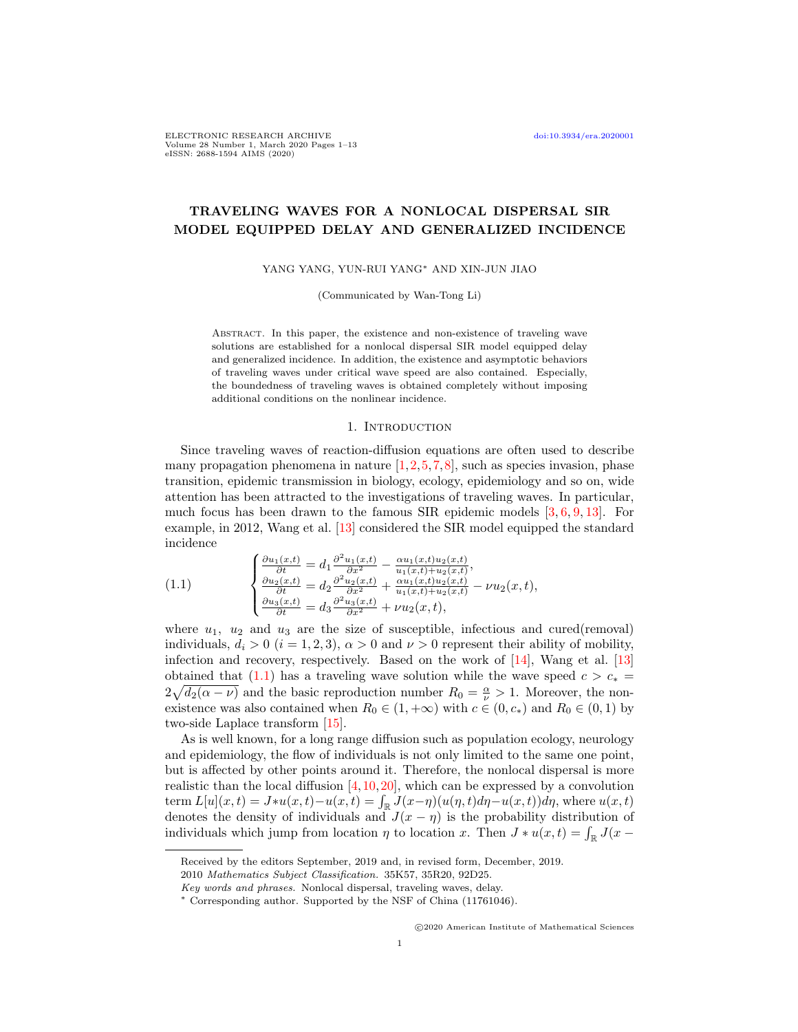# TRAVELING WAVES FOR A NONLOCAL DISPERSAL SIR MODEL EQUIPPED DELAY AND GENERALIZED INCIDENCE

YANG YANG, YUN-RUI YANG* AND XIN-JUN JIAO

(Communicated by Wan-Tong Li)

Abstract. In this paper, the existence and non-existence of traveling wave solutions are established for a nonlocal dispersal SIR model equipped delay and generalized incidence. In addition, the existence and asymptotic behaviors of traveling waves under critical wave speed are also contained. Especially, the boundedness of traveling waves is obtained completely without imposing additional conditions on the nonlinear incidence.

## 1. Introduction

Since traveling waves of reaction-diffusion equations are often used to describe many propagation phenomena in nature [1,2,5,7,8], such as species invasion, phase transition, epidemic transmission in biology, ecology, epidemiology and so on, wide attention has been attracted to the investigations of traveling waves. In particular, much focus has been drawn to the famous SIR epidemic models [3,6,9,13]. For example, in 2012, Wang et al. [13] considered the SIR model equipped the standard incidence

$$
\begin{cases}
\frac{\partial u_1(x,t)}{\partial t} = d_1\frac{\partial^2 u_1(x,t)}{\partial x^2} - \frac{\alpha u_1(x,t)u_2(x,t)}{u_1(x,t)+u_2(x,t)},\\
\frac{\partial u_2(x,t)}{\partial t} = d_2\frac{\partial^2 u_2(x,t)}{\partial x^2} + \frac{\alpha u_1(x,t)u_2(x,t)}{u_1(x,t)+u_2(x,t)} - \nu u_2(x,t),\\
\frac{\partial u_3(x,t)}{\partial t} = d_3\frac{\partial^2 u_3(x,t)}{\partial x^2} + \nu u_2(x,t),
\end{cases}
\tag{1.1}
$$

where $u_1$, $u_2$ and $u_3$ are the size of susceptible, infectious and cured(removal) individuals, $d_i > 0$ $(i = 1, 2, 3)$, $\alpha > 0$ and $\nu > 0$ represent their ability of mobility, infection and recovery, respectively. Based on the work of [14], Wang et al. [13] obtained that (1.1) has a traveling wave solution while the wave speed $c > c_* = 2\sqrt{d_2(\alpha-\nu)}$ and the basic reproduction number $R_0 = \frac{\alpha}{\nu} > 1$. Moreover, the non-existence was also contained when $R_0 \in (1, +\infty)$ with $c \in (0, c_*)$ and $R_0 \in (0, 1)$ by two-side Laplace transform [15].

As is well known, for a long range diffusion such as population ecology, neurology and epidemiology, the flow of individuals is not only limited to the same one point, but is affected by other points around it. Therefore, the nonlocal dispersal is more realistic than the local diffusion [4,10,20], which can be expressed by a convolution term $L[u](x,t) = J*u(x,t) - u(x,t) = \int_{\mathbb{R}} J(x-\eta)(u(\eta,t)d\eta - u(x,t))d\eta$, where $u(x,t)$ denotes the density of individuals and $J(x-\eta)$ is the probability distribution of individuals which jump from location $\eta$ to location $x$. Then $J * u(x,t) = \int_{\mathbb{R}} J(x-$

---

Received by the editors September, 2019 and, in revised form, December, 2019.

2010 *Mathematics Subject Classification.* 35K57, 35R20, 92D25.

*Key words and phrases.* Nonlocal dispersal, traveling waves, delay.

\* Corresponding author. Supported by the NSF of China (11761046).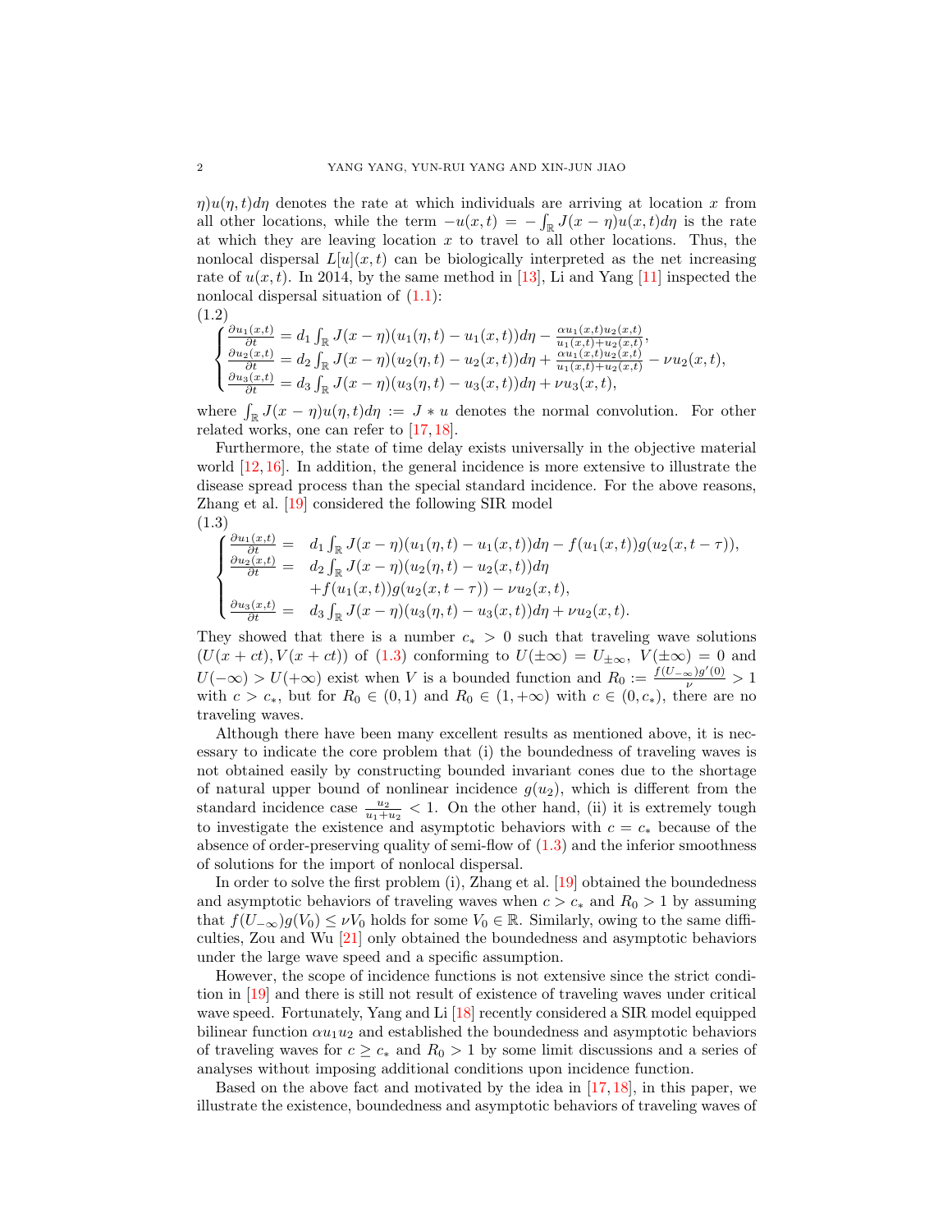$\eta)u(\eta,t)d\eta$ denotes the rate at which individuals are arriving at location $x$ from all other locations, while the term $-u(x,t) = -\int_{\mathbb{R}} J(x-\eta)u(x,t)d\eta$ is the rate at which they are leaving location $x$ to travel to all other locations. Thus, the nonlocal dispersal $L[u](x,t)$ can be biologically interpreted as the net increasing rate of $u(x,t)$. In 2014, by the same method in [13], Li and Yang [11] inspected the nonlocal dispersal situation of (1.1):

(1.2)

$$\begin{cases} \frac{\partial u_1(x,t)}{\partial t} = d_1 \int_{\mathbb{R}} J(x-\eta)(u_1(\eta,t)-u_1(x,t))d\eta - \frac{\alpha u_1(x,t)u_2(x,t)}{u_1(x,t)+u_2(x,t)}, \\ \frac{\partial u_2(x,t)}{\partial t} = d_2 \int_{\mathbb{R}} J(x-\eta)(u_2(\eta,t)-u_2(x,t))d\eta + \frac{\alpha u_1(x,t)u_2(x,t)}{u_1(x,t)+u_2(x,t)} - \nu u_2(x,t), \\ \frac{\partial u_3(x,t)}{\partial t} = d_3 \int_{\mathbb{R}} J(x-\eta)(u_3(\eta,t)-u_3(x,t))d\eta + \nu u_3(x,t), \end{cases}$$

where $\int_{\mathbb{R}} J(x-\eta)u(\eta,t)d\eta := J * u$ denotes the normal convolution. For other related works, one can refer to [17, 18].

Furthermore, the state of time delay exists universally in the objective material world [12, 16]. In addition, the general incidence is more extensive to illustrate the disease spread process than the special standard incidence. For the above reasons, Zhang et al. [19] considered the following SIR model

(1.3)

$$\begin{cases} \frac{\partial u_1(x,t)}{\partial t} = & d_1 \int_{\mathbb{R}} J(x-\eta)(u_1(\eta,t)-u_1(x,t))d\eta - f(u_1(x,t))g(u_2(x,t-\tau)), \\ \frac{\partial u_2(x,t)}{\partial t} = & d_2 \int_{\mathbb{R}} J(x-\eta)(u_2(\eta,t)-u_2(x,t))d\eta \\ & +f(u_1(x,t))g(u_2(x,t-\tau)) - \nu u_2(x,t), \\ \frac{\partial u_3(x,t)}{\partial t} = & d_3 \int_{\mathbb{R}} J(x-\eta)(u_3(\eta,t)-u_3(x,t))d\eta + \nu u_2(x,t). \end{cases}$$

They showed that there is a number $c_* > 0$ such that traveling wave solutions $(U(x+ct), V(x+ct))$ of (1.3) conforming to $U(\pm\infty) = U_{\pm\infty},\ V(\pm\infty) = 0$ and $U(-\infty) > U(+\infty)$ exist when $V$ is a bounded function and $R_0 := \frac{f(U_{-\infty})g'(0)}{\nu} > 1$ with $c > c_*$, but for $R_0 \in (0,1)$ and $R_0 \in (1,+\infty)$ with $c \in (0, c_*)$, there are no traveling waves.

Although there have been many excellent results as mentioned above, it is necessary to indicate the core problem that (i) the boundedness of traveling waves is not obtained easily by constructing bounded invariant cones due to the shortage of natural upper bound of nonlinear incidence $g(u_2)$, which is different from the standard incidence case $\frac{u_2}{u_1+u_2} < 1$. On the other hand, (ii) it is extremely tough to investigate the existence and asymptotic behaviors with $c = c_*$ because of the absence of order-preserving quality of semi-flow of (1.3) and the inferior smoothness of solutions for the import of nonlocal dispersal.

In order to solve the first problem (i), Zhang et al. [19] obtained the boundedness and asymptotic behaviors of traveling waves when $c > c_*$ and $R_0 > 1$ by assuming that $f(U_{-\infty})g(V_0) \leq \nu V_0$ holds for some $V_0 \in \mathbb{R}$. Similarly, owing to the same difficulties, Zou and Wu [21] only obtained the boundedness and asymptotic behaviors under the large wave speed and a specific assumption.

However, the scope of incidence functions is not extensive since the strict condition in [19] and there is still not result of existence of traveling waves under critical wave speed. Fortunately, Yang and Li [18] recently considered a SIR model equipped bilinear function $\alpha u_1 u_2$ and established the boundedness and asymptotic behaviors of traveling waves for $c \geq c_*$ and $R_0 > 1$ by some limit discussions and a series of analyses without imposing additional conditions upon incidence function.

Based on the above fact and motivated by the idea in [17, 18], in this paper, we illustrate the existence, boundedness and asymptotic behaviors of traveling waves of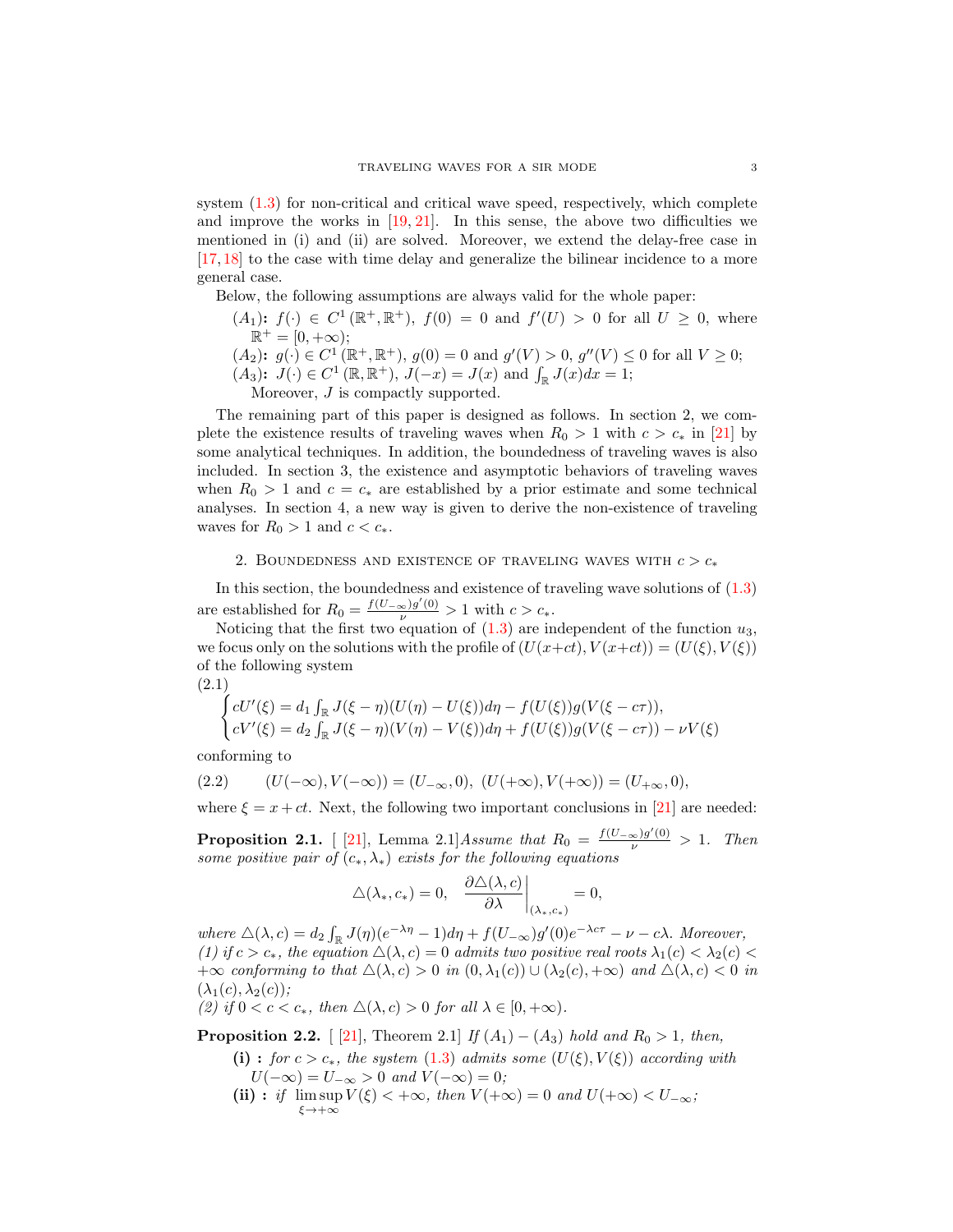system (1.3) for non-critical and critical wave speed, respectively, which complete and improve the works in [19, 21]. In this sense, the above two difficulties we mentioned in (i) and (ii) are solved. Moreover, we extend the delay-free case in [17, 18] to the case with time delay and generalize the bilinear incidence to a more general case.

Below, the following assumptions are always valid for the whole paper:

- $(A_1)$**:** $f(\cdot) \in C^1(\mathbb{R}^+, \mathbb{R}^+)$, $f(0) = 0$ and $f'(U) > 0$ for all $U \geq 0$, where $\mathbb{R}^+ = [0, +\infty)$;
- $(A_2)$**:** $g(\cdot) \in C^1(\mathbb{R}^+, \mathbb{R}^+)$, $g(0) = 0$ and $g'(V) > 0$, $g''(V) \leq 0$ for all $V \geq 0$;
- $(A_3)$**:** $J(\cdot) \in C^1(\mathbb{R}, \mathbb{R}^+)$, $J(-x) = J(x)$ and $\int_{\mathbb{R}} J(x)dx = 1$;
  Moreover, $J$ is compactly supported.

The remaining part of this paper is designed as follows. In section 2, we complete the existence results of traveling waves when $R_0 > 1$ with $c > c_*$ in [21] by some analytical techniques. In addition, the boundedness of traveling waves is also included. In section 3, the existence and asymptotic behaviors of traveling waves when $R_0 > 1$ and $c = c_*$ are established by a prior estimate and some technical analyses. In section 4, a new way is given to derive the non-existence of traveling waves for $R_0 > 1$ and $c < c_*$.

## 2. Boundedness and existence of traveling waves with $c > c_*$

In this section, the boundedness and existence of traveling wave solutions of (1.3) are established for $R_0 = \frac{f(U_{-\infty})g'(0)}{\nu} > 1$ with $c > c_*$.

Noticing that the first two equation of (1.3) are independent of the function $u_3$, we focus only on the solutions with the profile of $(U(x+ct), V(x+ct)) = (U(\xi), V(\xi))$ of the following system

$$
\begin{cases}
cU'(\xi) = d_1 \int_{\mathbb{R}} J(\xi - \eta)(U(\eta) - U(\xi))d\eta - f(U(\xi))g(V(\xi - c\tau)), \\
cV'(\xi) = d_2 \int_{\mathbb{R}} J(\xi - \eta)(V(\eta) - V(\xi))d\eta + f(U(\xi))g(V(\xi - c\tau)) - \nu V(\xi)
\end{cases}
\tag{2.1}
$$

conforming to

$$
(U(-\infty), V(-\infty)) = (U_{-\infty}, 0),\ (U(+\infty), V(+\infty)) = (U_{+\infty}, 0), \tag{2.2}
$$

where $\xi = x + ct$. Next, the following two important conclusions in [21] are needed:

**Proposition 2.1.** [ [21], Lemma 2.1] *Assume that $R_0 = \frac{f(U_{-\infty})g'(0)}{\nu} > 1$. Then some positive pair of $(c_*, \lambda_*)$ exists for the following equations*

$$
\triangle(\lambda_*, c_*) = 0, \quad \left.\frac{\partial \triangle(\lambda, c)}{\partial \lambda}\right|_{(\lambda_*, c_*)} = 0,
$$

*where $\triangle(\lambda, c) = d_2 \int_{\mathbb{R}} J(\eta)(e^{-\lambda\eta} - 1)d\eta + f(U_{-\infty})g'(0)e^{-\lambda c\tau} - \nu - c\lambda$. Moreover,*
*(1) if $c > c_*$, the equation $\triangle(\lambda, c) = 0$ admits two positive real roots $\lambda_1(c) < \lambda_2(c) < +\infty$ conforming to that $\triangle(\lambda, c) > 0$ in $(0, \lambda_1(c)) \cup (\lambda_2(c), +\infty)$ and $\triangle(\lambda, c) < 0$ in $(\lambda_1(c), \lambda_2(c))$;*
*(2) if $0 < c < c_*$, then $\triangle(\lambda, c) > 0$ for all $\lambda \in [0, +\infty)$.*

**Proposition 2.2.** [ [21], Theorem 2.1] *If $(A_1) - (A_3)$ hold and $R_0 > 1$, then,*

- **(i) :** *for $c > c_*$, the system (1.3) admits some $(U(\xi), V(\xi))$ according with $U(-\infty) = U_{-\infty} > 0$ and $V(-\infty) = 0$;*
- **(ii) :** *if $\limsup_{\xi \to +\infty} V(\xi) < +\infty$, then $V(+\infty) = 0$ and $U(+\infty) < U_{-\infty}$;*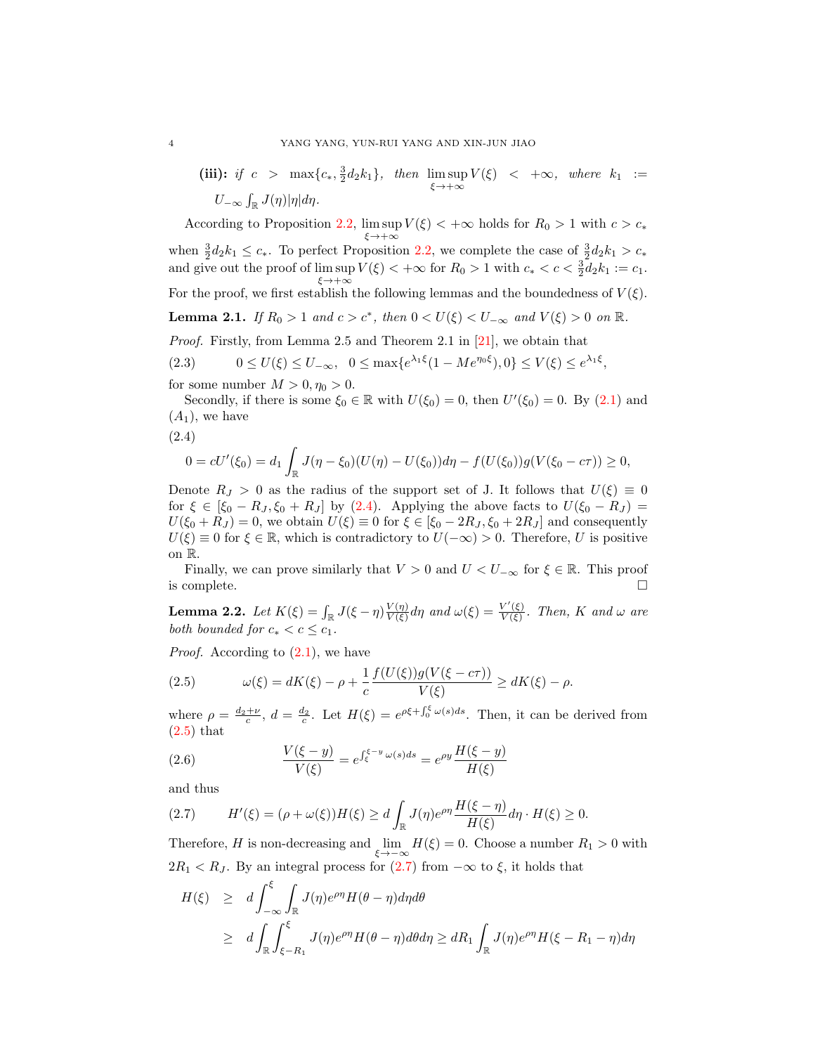**(iii):** *if* $c > \max\{c_*, \frac{3}{2}d_2k_1\}$, *then* $\limsup_{\xi\to+\infty} V(\xi) < +\infty$, *where* $k_1 := U_{-\infty}\int_{\mathbb{R}} J(\eta)|\eta|d\eta$.

According to Proposition 2.2, $\limsup_{\xi\to+\infty} V(\xi) < +\infty$ holds for $R_0 > 1$ with $c > c_*$ when $\frac{3}{2}d_2k_1 \le c_*$. To perfect Proposition 2.2, we complete the case of $\frac{3}{2}d_2k_1 > c_*$ and give out the proof of $\limsup_{\xi\to+\infty} V(\xi) < +\infty$ for $R_0 > 1$ with $c_* < c < \frac{3}{2}d_2k_1 := c_1$. For the proof, we first establish the following lemmas and the boundedness of $V(\xi)$.

**Lemma 2.1.** *If $R_0 > 1$ and $c > c^*$, then $0 < U(\xi) < U_{-\infty}$ and $V(\xi) > 0$ on $\mathbb{R}$.*

*Proof.* Firstly, from Lemma 2.5 and Theorem 2.1 in [21], we obtain that

$$0 \le U(\xi) \le U_{-\infty}, \quad 0 \le \max\{e^{\lambda_1\xi}(1 - Me^{\eta_0\xi}), 0\} \le V(\xi) \le e^{\lambda_1\xi}, \tag{2.3}$$

for some number $M > 0, \eta_0 > 0$.

Secondly, if there is some $\xi_0 \in \mathbb{R}$ with $U(\xi_0) = 0$, then $U'(\xi_0) = 0$. By (2.1) and $(A_1)$, we have

$$0 = cU'(\xi_0) = d_1\int_{\mathbb{R}} J(\eta - \xi_0)(U(\eta) - U(\xi_0))d\eta - f(U(\xi_0))g(V(\xi_0 - c\tau)) \ge 0, \tag{2.4}$$

Denote $R_J > 0$ as the radius of the support set of J. It follows that $U(\xi) \equiv 0$ for $\xi \in [\xi_0 - R_J, \xi_0 + R_J]$ by (2.4). Applying the above facts to $U(\xi_0 - R_J) = U(\xi_0 + R_J) = 0$, we obtain $U(\xi) \equiv 0$ for $\xi \in [\xi_0 - 2R_J, \xi_0 + 2R_J]$ and consequently $U(\xi) \equiv 0$ for $\xi \in \mathbb{R}$, which is contradictory to $U(-\infty) > 0$. Therefore, $U$ is positive on $\mathbb{R}$.

Finally, we can prove similarly that $V > 0$ and $U < U_{-\infty}$ for $\xi \in \mathbb{R}$. This proof is complete. $\square$

**Lemma 2.2.** *Let $K(\xi) = \int_{\mathbb{R}} J(\xi - \eta)\frac{V(\eta)}{V(\xi)}d\eta$ and $\omega(\xi) = \frac{V'(\xi)}{V(\xi)}$. Then, $K$ and $\omega$ are both bounded for $c_* < c \le c_1$.*

*Proof.* According to (2.1), we have

$$\omega(\xi) = dK(\xi) - \rho + \frac{1}{c}\frac{f(U(\xi))g(V(\xi - c\tau))}{V(\xi)} \ge dK(\xi) - \rho. \tag{2.5}$$

where $\rho = \frac{d_2+\nu}{c}$, $d = \frac{d_2}{c}$. Let $H(\xi) = e^{\rho\xi + \int_0^\xi \omega(s)ds}$. Then, it can be derived from (2.5) that

$$\frac{V(\xi - y)}{V(\xi)} = e^{\int_\xi^{\xi-y}\omega(s)ds} = e^{\rho y}\frac{H(\xi - y)}{H(\xi)} \tag{2.6}$$

and thus

$$H'(\xi) = (\rho + \omega(\xi))H(\xi) \ge d\int_{\mathbb{R}} J(\eta)e^{\rho\eta}\frac{H(\xi - \eta)}{H(\xi)}d\eta \cdot H(\xi) \ge 0. \tag{2.7}$$

Therefore, $H$ is non-decreasing and $\lim_{\xi\to-\infty} H(\xi) = 0$. Choose a number $R_1 > 0$ with $2R_1 < R_J$. By an integral process for (2.7) from $-\infty$ to $\xi$, it holds that

$$\begin{aligned} H(\xi) &\ge d\int_{-\infty}^{\xi}\int_{\mathbb{R}} J(\eta)e^{\rho\eta}H(\theta - \eta)d\eta d\theta \\ &\ge d\int_{\mathbb{R}}\int_{\xi-R_1}^{\xi} J(\eta)e^{\rho\eta}H(\theta - \eta)d\theta d\eta \ge dR_1\int_{\mathbb{R}} J(\eta)e^{\rho\eta}H(\xi - R_1 - \eta)d\eta \end{aligned}$$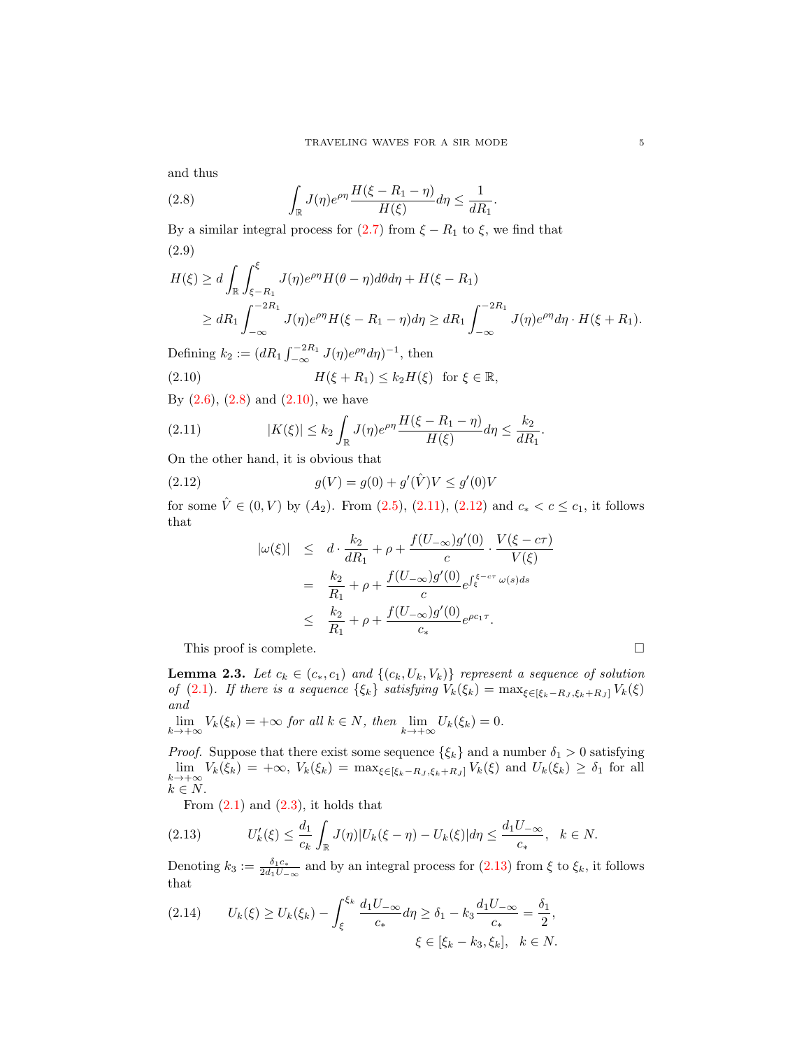and thus

$$\int_{\mathbb{R}} J(\eta)e^{\rho\eta}\frac{H(\xi-R_1-\eta)}{H(\xi)}d\eta \le \frac{1}{dR_1}. \tag{2.8}$$

By a similar integral process for (2.7) from $\xi - R_1$ to $\xi$, we find that

$$\begin{aligned} H(\xi) &\ge d\int_{\mathbb{R}}\int_{\xi-R_1}^{\xi} J(\eta)e^{\rho\eta}H(\theta-\eta)d\theta d\eta + H(\xi-R_1) \\ &\ge dR_1\int_{-\infty}^{-2R_1} J(\eta)e^{\rho\eta}H(\xi-R_1-\eta)d\eta \ge dR_1\int_{-\infty}^{-2R_1} J(\eta)e^{\rho\eta}d\eta\cdot H(\xi+R_1). \end{aligned} \tag{2.9}$$

Defining $k_2 := (dR_1\int_{-\infty}^{-2R_1} J(\eta)e^{\rho\eta}d\eta)^{-1}$, then

$$H(\xi+R_1) \le k_2H(\xi) \quad \text{for } \xi\in\mathbb{R}, \tag{2.10}$$

By (2.6), (2.8) and (2.10), we have

$$|K(\xi)| \le k_2\int_{\mathbb{R}} J(\eta)e^{\rho\eta}\frac{H(\xi-R_1-\eta)}{H(\xi)}d\eta \le \frac{k_2}{dR_1}. \tag{2.11}$$

On the other hand, it is obvious that

$$g(V) = g(0) + g'(\hat{V})V \le g'(0)V \tag{2.12}$$

for some $\hat{V}\in(0,V)$ by $(A_2)$. From (2.5), (2.11), (2.12) and $c_* < c \le c_1$, it follows that

$$\begin{aligned} |\omega(\xi)| &\le d\cdot\frac{k_2}{dR_1} + \rho + \frac{f(U_{-\infty})g'(0)}{c}\cdot\frac{V(\xi-c\tau)}{V(\xi)} \\ &= \frac{k_2}{R_1} + \rho + \frac{f(U_{-\infty})g'(0)}{c}e^{\int_{\xi}^{\xi-c\tau}\omega(s)ds} \\ &\le \frac{k_2}{R_1} + \rho + \frac{f(U_{-\infty})g'(0)}{c_*}e^{\rho c_1\tau}. \end{aligned}$$

This proof is complete. □

**Lemma 2.3.** *Let $c_k\in(c_*,c_1)$ and $\{(c_k,U_k,V_k)\}$ represent a sequence of solution of (2.1). If there is a sequence $\{\xi_k\}$ satisfying $V_k(\xi_k) = \max_{\xi\in[\xi_k-R_J,\xi_k+R_J]}V_k(\xi)$ and*
*$\lim_{k\to+\infty}V_k(\xi_k) = +\infty$ for all $k\in N$, then $\lim_{k\to+\infty}U_k(\xi_k) = 0$.*

*Proof.* Suppose that there exist some sequence $\{\xi_k\}$ and a number $\delta_1 > 0$ satisfying $\lim_{k\to+\infty}V_k(\xi_k) = +\infty$, $V_k(\xi_k) = \max_{\xi\in[\xi_k-R_J,\xi_k+R_J]}V_k(\xi)$ and $U_k(\xi_k)\ge\delta_1$ for all $k\in N$.

From (2.1) and (2.3), it holds that

$$U_k'(\xi) \le \frac{d_1}{c_k}\int_{\mathbb{R}} J(\eta)|U_k(\xi-\eta)-U_k(\xi)|d\eta \le \frac{d_1U_{-\infty}}{c_*}, \quad k\in N. \tag{2.13}$$

Denoting $k_3 := \frac{\delta_1c_*}{2d_1U_{-\infty}}$ and by an integral process for (2.13) from $\xi$ to $\xi_k$, it follows that

$$U_k(\xi) \ge U_k(\xi_k) - \int_{\xi}^{\xi_k}\frac{d_1U_{-\infty}}{c_*}d\eta \ge \delta_1 - k_3\frac{d_1U_{-\infty}}{c_*} = \frac{\delta_1}{2}, \quad \xi\in[\xi_k-k_3,\xi_k], \quad k\in N. \tag{2.14}$$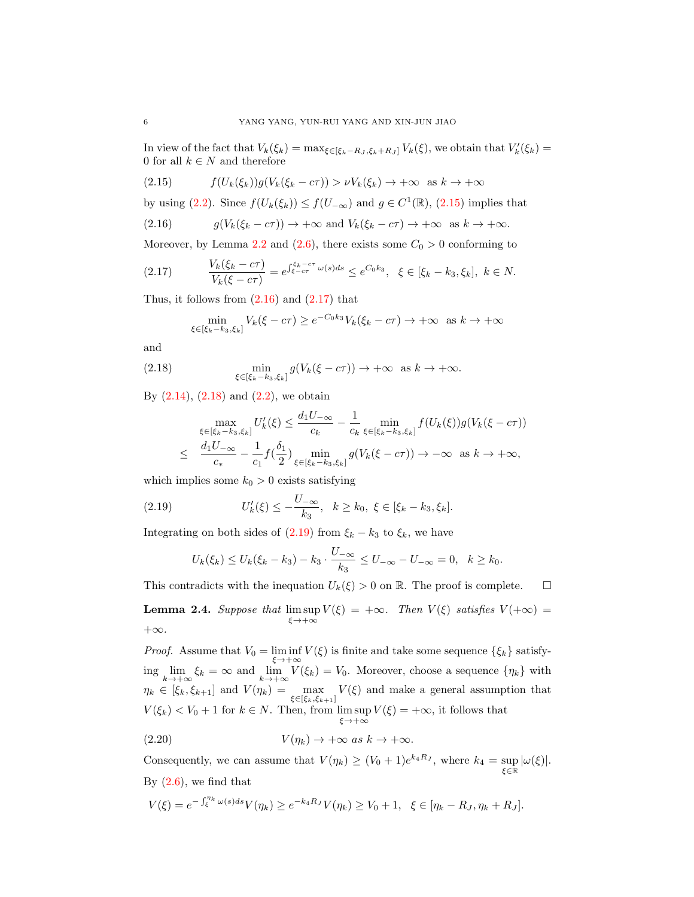In view of the fact that $V_k(\xi_k) = \max_{\xi\in[\xi_k - R_J, \xi_k+R_J]} V_k(\xi)$, we obtain that $V_k'(\xi_k) = 0$ for all $k \in N$ and therefore

$$f(U_k(\xi_k))g(V_k(\xi_k - c\tau)) > \nu V_k(\xi_k) \to +\infty \ \text{ as } k \to +\infty \tag{2.15}$$

by using (2.2). Since $f(U_k(\xi_k)) \le f(U_{-\infty})$ and $g \in C^1(\mathbb{R})$, (2.15) implies that

$$g(V_k(\xi_k - c\tau)) \to +\infty \text{ and } V_k(\xi_k - c\tau) \to +\infty \ \text{ as } k \to +\infty. \tag{2.16}$$

Moreover, by Lemma 2.2 and (2.6), there exists some $C_0 > 0$ conforming to

$$\frac{V_k(\xi_k - c\tau)}{V_k(\xi - c\tau)} = e^{\int_{\xi-c\tau}^{\xi_k - c\tau} \omega(s)ds} \le e^{C_0 k_3}, \ \ \xi \in [\xi_k - k_3, \xi_k], \ k \in N. \tag{2.17}$$

Thus, it follows from (2.16) and (2.17) that

$$\min_{\xi\in[\xi_k - k_3,\xi_k]} V_k(\xi - c\tau) \ge e^{-C_0 k_3} V_k(\xi_k - c\tau) \to +\infty \ \text{ as } k \to +\infty$$

and

$$\min_{\xi\in[\xi_k - k_3,\xi_k]} g(V_k(\xi - c\tau)) \to +\infty \ \text{ as } k \to +\infty. \tag{2.18}$$

By (2.14), (2.18) and (2.2), we obtain

$$\begin{aligned} \max_{\xi\in[\xi_k - k_3,\xi_k]} U_k'(\xi) &\le \frac{d_1 U_{-\infty}}{c_k} - \frac{1}{c_k} \min_{\xi\in[\xi_k - k_3,\xi_k]} f(U_k(\xi))g(V_k(\xi - c\tau)) \\ \le\ & \frac{d_1 U_{-\infty}}{c_*} - \frac{1}{c_1} f(\frac{\delta_1}{2}) \min_{\xi\in[\xi_k - k_3,\xi_k]} g(V_k(\xi - c\tau)) \to -\infty \ \text{ as } k \to +\infty, \end{aligned}$$

which implies some $k_0 > 0$ exists satisfying

$$U_k'(\xi) \le -\frac{U_{-\infty}}{k_3}, \ \ k \ge k_0, \ \xi \in [\xi_k - k_3, \xi_k]. \tag{2.19}$$

Integrating on both sides of (2.19) from $\xi_k - k_3$ to $\xi_k$, we have

$$U_k(\xi_k) \le U_k(\xi_k - k_3) - k_3 \cdot \frac{U_{-\infty}}{k_3} \le U_{-\infty} - U_{-\infty} = 0, \ \ k \ge k_0.$$

This contradicts with the inequation $U_k(\xi) > 0$ on $\mathbb{R}$. The proof is complete. □

**Lemma 2.4.** *Suppose that* $\limsup\limits_{\xi\to+\infty} V(\xi) = +\infty$. *Then* $V(\xi)$ *satisfies* $V(+\infty) = +\infty$.

*Proof.* Assume that $V_0 = \liminf\limits_{\xi\to+\infty} V(\xi)$ is finite and take some sequence $\{\xi_k\}$ satisfying $\lim\limits_{k\to+\infty} \xi_k = \infty$ and $\lim\limits_{k\to+\infty} V(\xi_k) = V_0$. Moreover, choose a sequence $\{\eta_k\}$ with $\eta_k \in [\xi_k, \xi_{k+1}]$ and $V(\eta_k) = \max\limits_{\xi\in[\xi_k,\xi_{k+1}]} V(\xi)$ and make a general assumption that $V(\xi_k) < V_0 + 1$ for $k \in N$. Then, from $\limsup\limits_{\xi\to+\infty} V(\xi) = +\infty$, it follows that

$$V(\eta_k) \to +\infty \ \textit{as} \ k \to +\infty. \tag{2.20}$$

Consequently, we can assume that $V(\eta_k) \ge (V_0 + 1)e^{k_4 R_J}$, where $k_4 = \sup\limits_{\xi\in\mathbb{R}} |\omega(\xi)|$. By (2.6), we find that

$$V(\xi) = e^{-\int_\xi^{\eta_k} \omega(s)ds} V(\eta_k) \ge e^{-k_4 R_J} V(\eta_k) \ge V_0 + 1, \ \ \xi \in [\eta_k - R_J, \eta_k + R_J].$$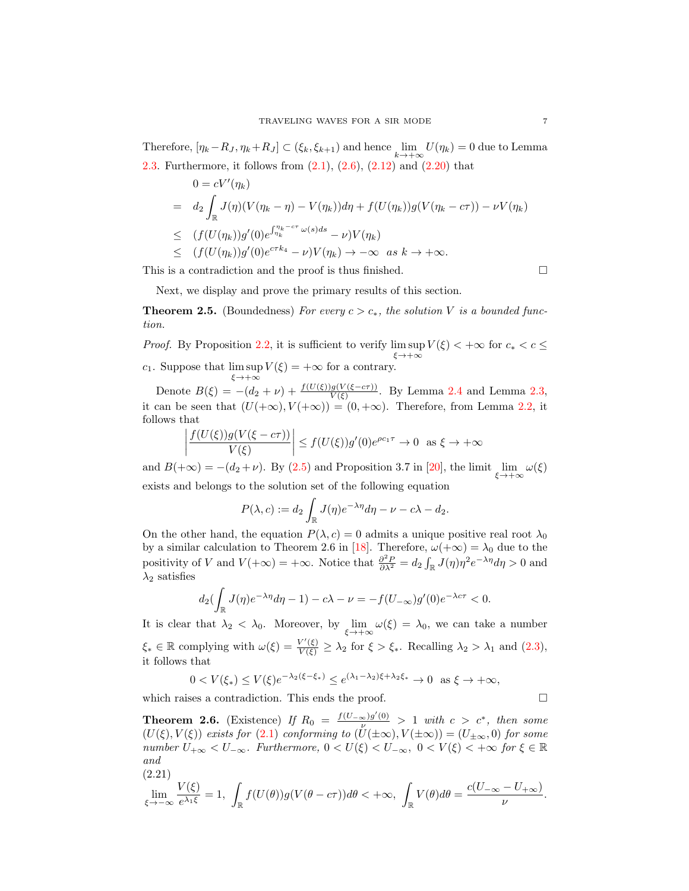Therefore, $[\eta_k - R_J, \eta_k + R_J] \subset (\xi_k, \xi_{k+1})$ and hence $\lim_{k\to+\infty} U(\eta_k) = 0$ due to Lemma 2.3. Furthermore, it follows from (2.1), (2.6), (2.12) and (2.20) that

$$
\begin{aligned}
& 0 = cV'(\eta_k) \\
= \;& d_2 \int_{\mathbb{R}} J(\eta)(V(\eta_k - \eta) - V(\eta_k))d\eta + f(U(\eta_k))g(V(\eta_k - c\tau)) - \nu V(\eta_k) \\
\leq \;& (f(U(\eta_k))g'(0)e^{\int_{\eta_k}^{\eta_k - c\tau}\omega(s)ds} - \nu)V(\eta_k) \\
\leq \;& (f(U(\eta_k))g'(0)e^{c\tau k_4} - \nu)V(\eta_k) \to -\infty \quad as\ k \to +\infty.
\end{aligned}
$$

This is a contradiction and the proof is thus finished. □

Next, we display and prove the primary results of this section.

**Theorem 2.5.** (Boundedness) *For every $c > c_*$, the solution $V$ is a bounded function.*

*Proof.* By Proposition 2.2, it is sufficient to verify $\limsup_{\xi\to+\infty} V(\xi) < +\infty$ for $c_* < c \leq c_1$. Suppose that $\limsup_{\xi\to+\infty} V(\xi) = +\infty$ for a contrary.

Denote $B(\xi) = -(d_2+\nu) + \frac{f(U(\xi))g(V(\xi-c\tau))}{V(\xi)}$. By Lemma 2.4 and Lemma 2.3, it can be seen that $(U(+\infty), V(+\infty)) = (0, +\infty)$. Therefore, from Lemma 2.2, it follows that

$$
\left| \frac{f(U(\xi))g(V(\xi - c\tau))}{V(\xi)} \right| \leq f(U(\xi))g'(0)e^{\rho c_1 \tau} \to 0 \quad \text{as } \xi \to +\infty
$$

and $B(+\infty) = -(d_2+\nu)$. By (2.5) and Proposition 3.7 in [20], the limit $\lim_{\xi\to+\infty}\omega(\xi)$ exists and belongs to the solution set of the following equation

$$
P(\lambda, c) := d_2 \int_{\mathbb{R}} J(\eta)e^{-\lambda\eta}d\eta - \nu - c\lambda - d_2.
$$

On the other hand, the equation $P(\lambda, c) = 0$ admits a unique positive real root $\lambda_0$ by a similar calculation to Theorem 2.6 in [18]. Therefore, $\omega(+\infty) = \lambda_0$ due to the positivity of $V$ and $V(+\infty) = +\infty$. Notice that $\frac{\partial^2 P}{\partial\lambda^2} = d_2\int_{\mathbb{R}} J(\eta)\eta^2 e^{-\lambda\eta}d\eta > 0$ and $\lambda_2$ satisfies

$$
d_2(\int_{\mathbb{R}} J(\eta)e^{-\lambda\eta}d\eta - 1) - c\lambda - \nu = -f(U_{-\infty})g'(0)e^{-\lambda c\tau} < 0.
$$

It is clear that $\lambda_2 < \lambda_0$. Moreover, by $\lim_{\xi\to+\infty}\omega(\xi) = \lambda_0$, we can take a number $\xi_* \in \mathbb{R}$ complying with $\omega(\xi) = \frac{V'(\xi)}{V(\xi)} \geq \lambda_2$ for $\xi > \xi_*$. Recalling $\lambda_2 > \lambda_1$ and (2.3), it follows that

$$
0 < V(\xi_*) \leq V(\xi)e^{-\lambda_2(\xi-\xi_*)} \leq e^{(\lambda_1-\lambda_2)\xi + \lambda_2\xi_*} \to 0 \quad \text{as } \xi \to +\infty,
$$

which raises a contradiction. This ends the proof. □

**Theorem 2.6.** (Existence) *If $R_0 = \frac{f(U_{-\infty})g'(0)}{\nu} > 1$ with $c > c^*$, then some $(U(\xi), V(\xi))$ exists for (2.1) conforming to $(U(\pm\infty), V(\pm\infty)) = (U_{\pm\infty}, 0)$ for some number $U_{+\infty} < U_{-\infty}$. Furthermore, $0 < U(\xi) < U_{-\infty},\ 0 < V(\xi) < +\infty$ for $\xi \in \mathbb{R}$ and*

$$
\lim_{\xi\to-\infty} \frac{V(\xi)}{e^{\lambda_1\xi}} = 1,\ \int_{\mathbb{R}} f(U(\theta))g(V(\theta - c\tau))d\theta < +\infty,\ \int_{\mathbb{R}} V(\theta)d\theta = \frac{c(U_{-\infty} - U_{+\infty})}{\nu}. \tag{2.21}
$$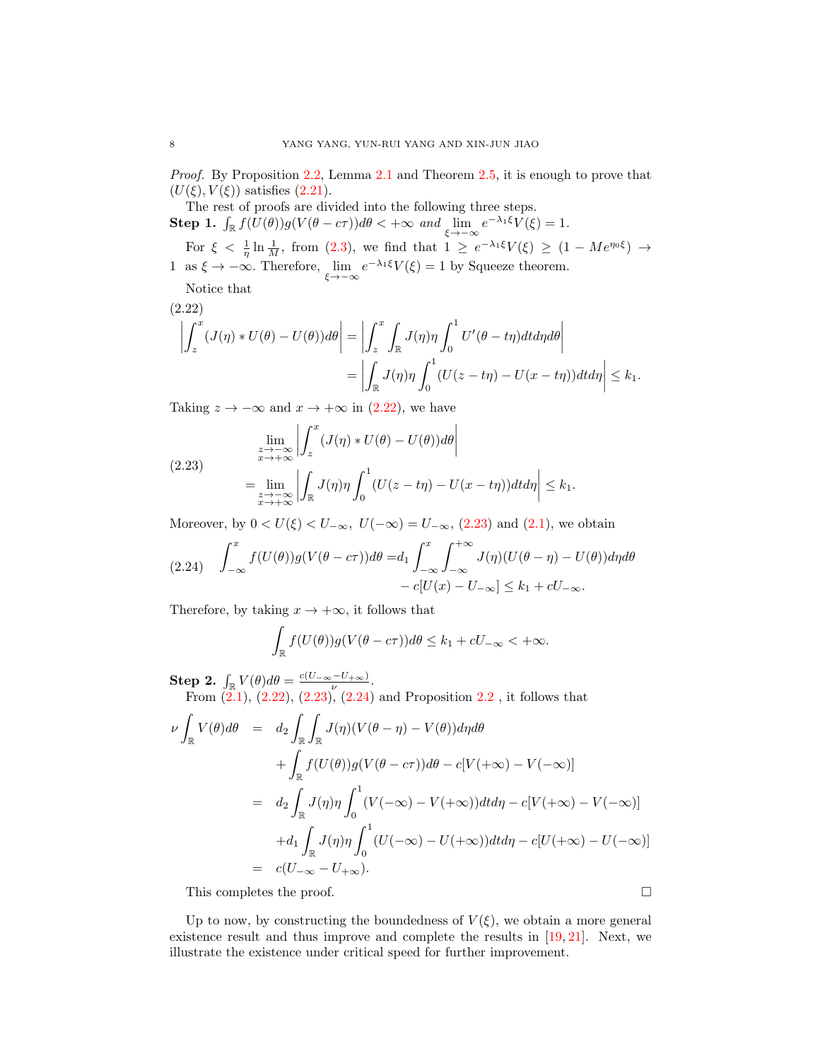*Proof.* By Proposition 2.2, Lemma 2.1 and Theorem 2.5, it is enough to prove that $(U(\xi), V(\xi))$ satisfies (2.21).

The rest of proofs are divided into the following three steps.

**Step 1.** $\int_{\mathbb{R}} f(U(\theta))g(V(\theta - c\tau))d\theta < +\infty$ *and* $\lim\limits_{\xi\to-\infty} e^{-\lambda_1\xi}V(\xi) = 1$.

For $\xi < \frac{1}{\eta}\ln\frac{1}{M}$, from (2.3), we find that $1 \geq e^{-\lambda_1\xi}V(\xi) \geq (1 - Me^{\eta_0\xi}) \to 1$ as $\xi \to -\infty$. Therefore, $\lim\limits_{\xi\to-\infty} e^{-\lambda_1\xi}V(\xi) = 1$ by Squeeze theorem.

Notice that

$$
\begin{aligned}
\left|\int_z^x (J(\eta) * U(\theta) - U(\theta))d\theta\right| &= \left|\int_z^x \int_{\mathbb{R}} J(\eta)\eta\int_0^1 U'(\theta - t\eta)dtd\eta d\theta\right| \\
&= \left|\int_{\mathbb{R}} J(\eta)\eta\int_0^1 (U(z - t\eta) - U(x - t\eta))dtd\eta\right| \leq k_1.
\end{aligned}
\tag{2.22}
$$

Taking $z \to -\infty$ and $x \to +\infty$ in (2.22), we have

$$
\begin{aligned}
&\lim_{\substack{z\to-\infty\\x\to+\infty}} \left|\int_z^x (J(\eta) * U(\theta) - U(\theta))d\theta\right| \\
&= \lim_{\substack{z\to-\infty\\x\to+\infty}} \left|\int_{\mathbb{R}} J(\eta)\eta\int_0^1 (U(z - t\eta) - U(x - t\eta))dtd\eta\right| \leq k_1.
\end{aligned}
\tag{2.23}
$$

Moreover, by $0 < U(\xi) < U_{-\infty},\ U(-\infty) = U_{-\infty}$, (2.23) and (2.1), we obtain

$$
\begin{aligned}
\int_{-\infty}^x f(U(\theta))g(V(\theta - c\tau))d\theta =& d_1\int_{-\infty}^x \int_{-\infty}^{+\infty} J(\eta)(U(\theta - \eta) - U(\theta))d\eta d\theta \\
&- c[U(x) - U_{-\infty}] \leq k_1 + cU_{-\infty}.
\end{aligned}
\tag{2.24}
$$

Therefore, by taking $x \to +\infty$, it follows that

$$
\int_{\mathbb{R}} f(U(\theta))g(V(\theta - c\tau))d\theta \leq k_1 + cU_{-\infty} < +\infty.
$$

**Step 2.** $\int_{\mathbb{R}} V(\theta)d\theta = \frac{c(U_{-\infty} - U_{+\infty})}{\nu}$.

From (2.1), (2.22), (2.23), (2.24) and Proposition 2.2 , it follows that

$$
\begin{aligned}
\nu\int_{\mathbb{R}} V(\theta)d\theta &= d_2\int_{\mathbb{R}}\int_{\mathbb{R}} J(\eta)(V(\theta - \eta) - V(\theta))d\eta d\theta \\
&\quad + \int_{\mathbb{R}} f(U(\theta))g(V(\theta - c\tau))d\theta - c[V(+\infty) - V(-\infty)] \\
&= d_2\int_{\mathbb{R}} J(\eta)\eta\int_0^1 (V(-\infty) - V(+\infty))dtd\eta - c[V(+\infty) - V(-\infty)] \\
&\quad + d_1\int_{\mathbb{R}} J(\eta)\eta\int_0^1 (U(-\infty) - U(+\infty))dtd\eta - c[U(+\infty) - U(-\infty)] \\
&= c(U_{-\infty} - U_{+\infty}).
\end{aligned}
$$

This completes the proof. $\square$

Up to now, by constructing the boundedness of $V(\xi)$, we obtain a more general existence result and thus improve and complete the results in [19, 21]. Next, we illustrate the existence under critical speed for further improvement.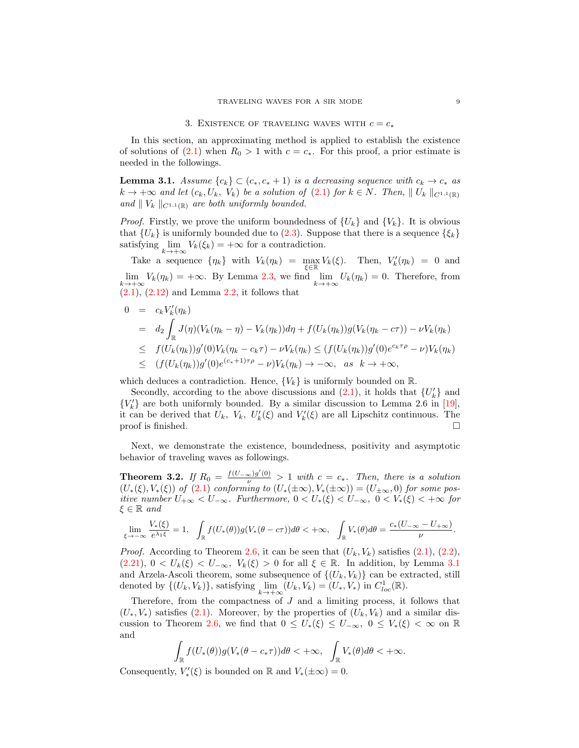## 3. Existence of traveling waves with $c = c_*$

In this section, an approximating method is applied to establish the existence of solutions of (2.1) when $R_0 > 1$ with $c = c_*$. For this proof, a prior estimate is needed in the followings.

**Lemma 3.1.** *Assume $\{c_k\} \subset (c_*, c_* + 1)$ is a decreasing sequence with $c_k \to c_*$ as $k \to +\infty$ and let $(c_k, U_k, V_k)$ be a solution of (2.1) for $k \in N$. Then, $\| U_k \|_{C^{1,1}(\mathbb{R})}$ and $\| V_k \|_{C^{1,1}(\mathbb{R})}$ are both uniformly bounded.*

*Proof.* Firstly, we prove the uniform boundedness of $\{U_k\}$ and $\{V_k\}$. It is obvious that $\{U_k\}$ is uniformly bounded due to (2.3). Suppose that there is a sequence $\{\xi_k\}$ satisfying $\lim\limits_{k\to+\infty} V_k(\xi_k) = +\infty$ for a contradiction.

Take a sequence $\{\eta_k\}$ with $V_k(\eta_k) = \max\limits_{\xi\in\mathbb{R}} V_k(\xi)$. Then, $V_k'(\eta_k) = 0$ and $\lim\limits_{k\to+\infty} V_k(\eta_k) = +\infty$. By Lemma 2.3, we find $\lim\limits_{k\to+\infty} U_k(\eta_k) = 0$. Therefore, from (2.1), (2.12) and Lemma 2.2, it follows that

$$
\begin{aligned}
0 &= c_k V_k'(\eta_k) \\
&= d_2 \int_{\mathbb{R}} J(\eta)(V_k(\eta_k - \eta) - V_k(\eta_k))d\eta + f(U_k(\eta_k))g(V_k(\eta_k - c\tau)) - \nu V_k(\eta_k) \\
&\leq f(U_k(\eta_k))g'(0)V_k(\eta_k - c_k\tau) - \nu V_k(\eta_k) \leq (f(U_k(\eta_k))g'(0)e^{c_k\tau\rho} - \nu)V_k(\eta_k) \\
&\leq (f(U_k(\eta_k))g'(0)e^{(c_*+1)\tau\rho} - \nu)V_k(\eta_k) \to -\infty, \quad as \quad k \to +\infty,
\end{aligned}
$$

which deduces a contradiction. Hence, $\{V_k\}$ is uniformly bounded on $\mathbb{R}$.

Secondly, according to the above discussions and (2.1), it holds that $\{U_k'\}$ and $\{V_k'\}$ are both uniformly bounded. By a similar discussion to Lemma 2.6 in [19], it can be derived that $U_k$, $V_k$, $U_k'(\xi)$ and $V_k'(\xi)$ are all Lipschitz continuous. The proof is finished. $\square$

Next, we demonstrate the existence, boundedness, positivity and asymptotic behavior of traveling waves as followings.

**Theorem 3.2.** *If $R_0 = \frac{f(U_{-\infty})g'(0)}{\nu} > 1$ with $c = c_*$. Then, there is a solution $(U_*(\xi), V_*(\xi))$ of (2.1) conforming to $(U_*(\pm\infty), V_*(\pm\infty)) = (U_{\pm\infty}, 0)$ for some positive number $U_{+\infty} < U_{-\infty}$. Furthermore, $0 < U_*(\xi) < U_{-\infty}$, $0 < V_*(\xi) < +\infty$ for $\xi \in \mathbb{R}$ and*

$$
\lim_{\xi\to-\infty} \frac{V_*(\xi)}{e^{\lambda_1\xi}} = 1, \quad \int_{\mathbb{R}} f(U_*(\theta))g(V_*(\theta - c\tau))d\theta < +\infty, \quad \int_{\mathbb{R}} V_*(\theta)d\theta = \frac{c_*(U_{-\infty} - U_{+\infty})}{\nu}.
$$

*Proof.* According to Theorem 2.6, it can be seen that $(U_k, V_k)$ satisfies (2.1), (2.2), (2.21), $0 < U_k(\xi) < U_{-\infty}$, $V_k(\xi) > 0$ for all $\xi \in \mathbb{R}$. In addition, by Lemma 3.1 and Arzela-Ascoli theorem, some subsequence of $\{(U_k, V_k)\}$ can be extracted, still denoted by $\{(U_k, V_k)\}$, satisfying $\lim\limits_{k\to+\infty}(U_k, V_k) = (U_*, V_*)$ in $C^1_{loc}(\mathbb{R})$.

Therefore, from the compactness of $J$ and a limiting process, it follows that $(U_*, V_*)$ satisfies (2.1). Moreover, by the properties of $(U_k, V_k)$ and a similar discussion to Theorem 2.6, we find that $0 \leq U_*(\xi) \leq U_{-\infty}$, $0 \leq V_*(\xi) < \infty$ on $\mathbb{R}$ and

$$
\int_{\mathbb{R}} f(U_*(\theta))g(V_*(\theta - c_*\tau))d\theta < +\infty, \quad \int_{\mathbb{R}} V_*(\theta)d\theta < +\infty.
$$

Consequently, $V_*'(\xi)$ is bounded on $\mathbb{R}$ and $V_*(\pm\infty) = 0$.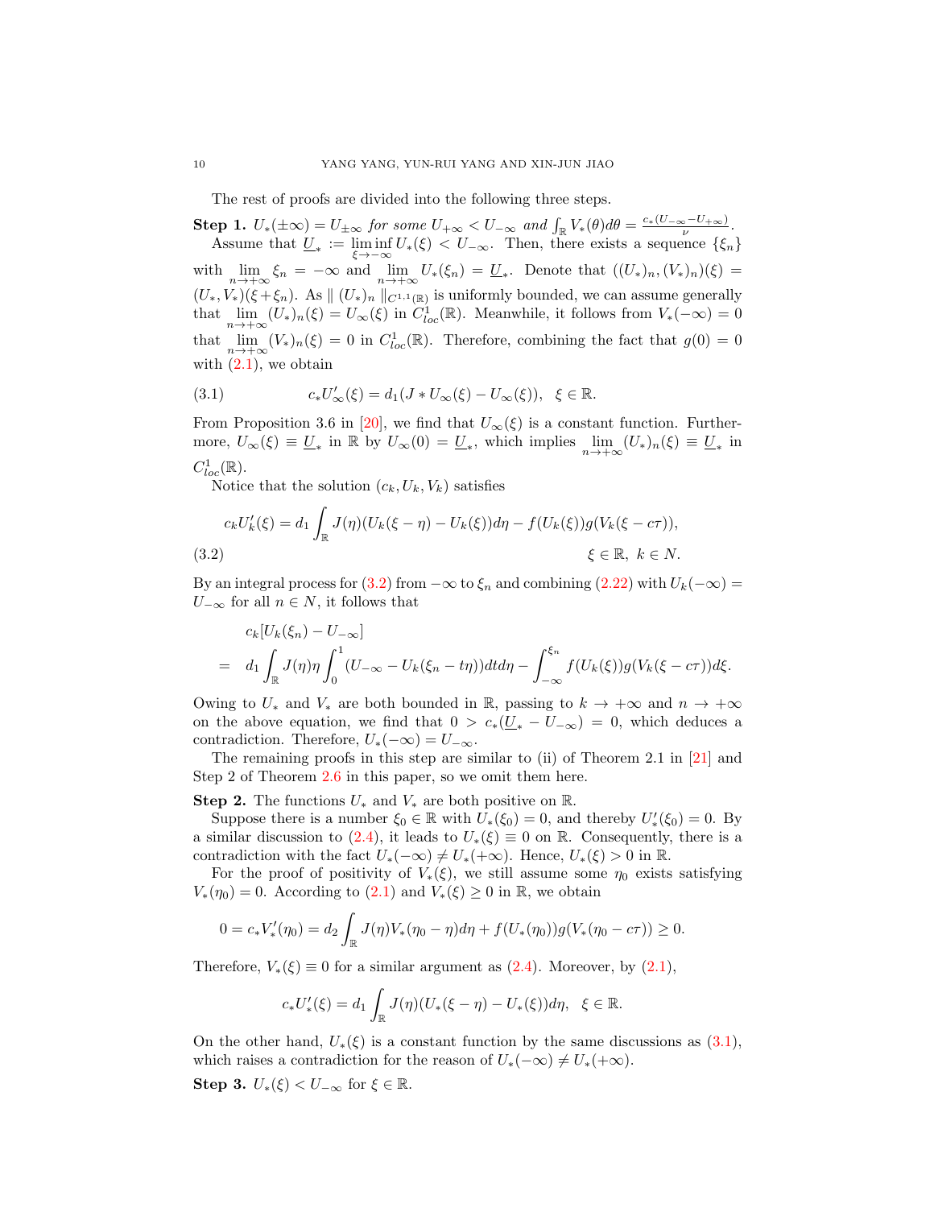The rest of proofs are divided into the following three steps.

**Step 1.** *$U_*(\pm\infty) = U_{\pm\infty}$ for some $U_{+\infty} < U_{-\infty}$ and $\int_{\mathbb{R}} V_*(\theta)d\theta = \frac{c_*(U_{-\infty}-U_{+\infty})}{\nu}$.*

Assume that $\underline{U}_* := \liminf_{\xi\to-\infty} U_*(\xi) < U_{-\infty}$. Then, there exists a sequence $\{\xi_n\}$ with $\lim_{n\to+\infty} \xi_n = -\infty$ and $\lim_{n\to+\infty} U_*(\xi_n) = \underline{U}_*$. Denote that $((U_*)_n, (V_*)_n)(\xi) = (U_*, V_*)(\xi+\xi_n)$. As $\| (U_*)_n \|_{C^{1,1}(\mathbb{R})}$ is uniformly bounded, we can assume generally that $\lim_{n\to+\infty} (U_*)_n(\xi) = U_\infty(\xi)$ in $C^1_{loc}(\mathbb{R})$. Meanwhile, it follows from $V_*(-\infty) = 0$ that $\lim_{n\to+\infty} (V_*)_n(\xi) = 0$ in $C^1_{loc}(\mathbb{R})$. Therefore, combining the fact that $g(0) = 0$ with (2.1), we obtain

$$c_* U'_\infty(\xi) = d_1(J * U_\infty(\xi) - U_\infty(\xi)), \quad \xi \in \mathbb{R}. \tag{3.1}$$

From Proposition 3.6 in [20], we find that $U_\infty(\xi)$ is a constant function. Furthermore, $U_\infty(\xi) \equiv \underline{U}_*$ in $\mathbb{R}$ by $U_\infty(0) = \underline{U}_*$, which implies $\lim_{n\to+\infty} (U_*)_n(\xi) \equiv \underline{U}_*$ in $C^1_{loc}(\mathbb{R})$.

Notice that the solution $(c_k, U_k, V_k)$ satisfies

$$\begin{aligned} c_k U'_k(\xi) &= d_1 \int_{\mathbb{R}} J(\eta)(U_k(\xi-\eta) - U_k(\xi))d\eta - f(U_k(\xi))g(V_k(\xi - c\tau)), \\ &\qquad\qquad\qquad\qquad\qquad\qquad\qquad \xi \in \mathbb{R},\ k \in N. \end{aligned} \tag{3.2}$$

By an integral process for (3.2) from $-\infty$ to $\xi_n$ and combining (2.22) with $U_k(-\infty) = U_{-\infty}$ for all $n \in N$, it follows that

$$\begin{aligned} & c_k[U_k(\xi_n) - U_{-\infty}] \\ = \ & d_1 \int_{\mathbb{R}} J(\eta)\eta \int_0^1 (U_{-\infty} - U_k(\xi_n - t\eta))dtd\eta - \int_{-\infty}^{\xi_n} f(U_k(\xi))g(V_k(\xi - c\tau))d\xi. \end{aligned}$$

Owing to $U_*$ and $V_*$ are both bounded in $\mathbb{R}$, passing to $k \to +\infty$ and $n \to +\infty$ on the above equation, we find that $0 > c_*(\underline{U}_* - U_{-\infty}) = 0$, which deduces a contradiction. Therefore, $U_*(-\infty) = U_{-\infty}$.

The remaining proofs in this step are similar to (ii) of Theorem 2.1 in [21] and Step 2 of Theorem 2.6 in this paper, so we omit them here.

**Step 2.** The functions $U_*$ and $V_*$ are both positive on $\mathbb{R}$.

Suppose there is a number $\xi_0 \in \mathbb{R}$ with $U_*(\xi_0) = 0$, and thereby $U'_*(\xi_0) = 0$. By a similar discussion to (2.4), it leads to $U_*(\xi) \equiv 0$ on $\mathbb{R}$. Consequently, there is a contradiction with the fact $U_*(-\infty) \neq U_*(+\infty)$. Hence, $U_*(\xi) > 0$ in $\mathbb{R}$.

For the proof of positivity of $V_*(\xi)$, we still assume some $\eta_0$ exists satisfying $V_*(\eta_0) = 0$. According to (2.1) and $V_*(\xi) \geq 0$ in $\mathbb{R}$, we obtain

$$0 = c_* V'_*(\eta_0) = d_2 \int_{\mathbb{R}} J(\eta)V_*(\eta_0 - \eta)d\eta + f(U_*(\eta_0))g(V_*(\eta_0 - c\tau)) \geq 0.$$

Therefore, $V_*(\xi) \equiv 0$ for a similar argument as (2.4). Moreover, by (2.1),

$$c_* U'_*(\xi) = d_1 \int_{\mathbb{R}} J(\eta)(U_*(\xi-\eta) - U_*(\xi))d\eta, \quad \xi \in \mathbb{R}.$$

On the other hand, $U_*(\xi)$ is a constant function by the same discussions as (3.1), which raises a contradiction for the reason of $U_*(-\infty) \neq U_*(+\infty)$.

**Step 3.** $U_*(\xi) < U_{-\infty}$ for $\xi \in \mathbb{R}$.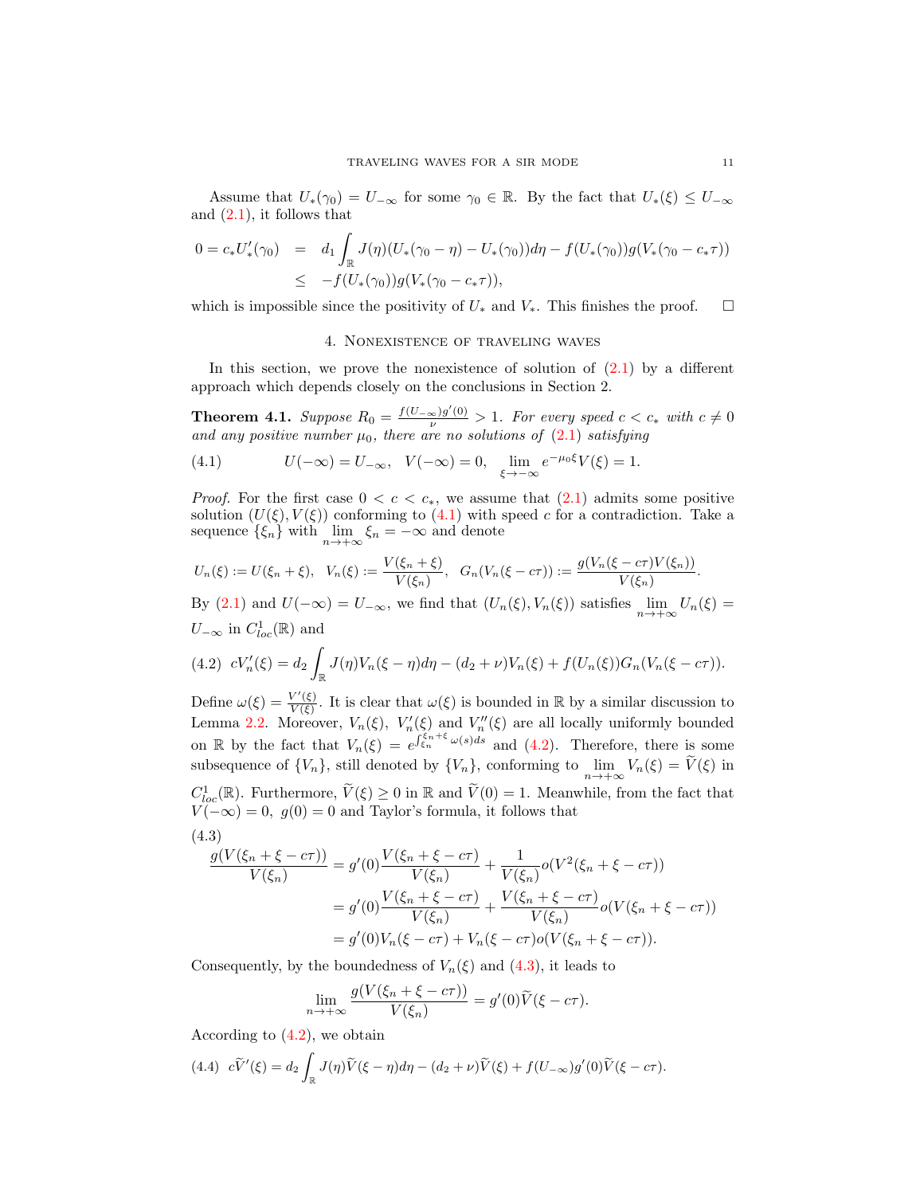Assume that $U_*(\gamma_0) = U_{-\infty}$ for some $\gamma_0 \in \mathbb{R}$. By the fact that $U_*(\xi) \le U_{-\infty}$ and (2.1), it follows that

$$
\begin{aligned}
0 = c_* U_*'(\gamma_0) &= d_1 \int_{\mathbb{R}} J(\eta)(U_*(\gamma_0 - \eta) - U_*(\gamma_0))d\eta - f(U_*(\gamma_0))g(V_*(\gamma_0 - c_*\tau)) \\
&\le -f(U_*(\gamma_0))g(V_*(\gamma_0 - c_*\tau)),
\end{aligned}
$$

which is impossible since the positivity of $U_*$ and $V_*$. This finishes the proof. □

## 4. Nonexistence of traveling waves

In this section, we prove the nonexistence of solution of (2.1) by a different approach which depends closely on the conclusions in Section 2.

**Theorem 4.1.** *Suppose $R_0 = \frac{f(U_{-\infty})g'(0)}{\nu} > 1$. For every speed $c < c_*$ with $c \neq 0$ and any positive number $\mu_0$, there are no solutions of (2.1) satisfying*

$$
U(-\infty) = U_{-\infty}, \quad V(-\infty) = 0, \quad \lim_{\xi \to -\infty} e^{-\mu_0 \xi} V(\xi) = 1. \tag{4.1}
$$

*Proof.* For the first case $0 < c < c_*$, we assume that (2.1) admits some positive solution $(U(\xi), V(\xi))$ conforming to (4.1) with speed $c$ for a contradiction. Take a sequence $\{\xi_n\}$ with $\lim_{n \to +\infty} \xi_n = -\infty$ and denote

$$
U_n(\xi) := U(\xi_n + \xi), \quad V_n(\xi) := \frac{V(\xi_n + \xi)}{V(\xi_n)}, \quad G_n(V_n(\xi - c\tau)) := \frac{g(V_n(\xi - c\tau)V(\xi_n))}{V(\xi_n)}.
$$

By (2.1) and $U(-\infty) = U_{-\infty}$, we find that $(U_n(\xi), V_n(\xi))$ satisfies $\lim_{n\to+\infty} U_n(\xi) = U_{-\infty}$ in $C^1_{loc}(\mathbb{R})$ and

$$
cV_n'(\xi) = d_2 \int_{\mathbb{R}} J(\eta)V_n(\xi - \eta)d\eta - (d_2 + \nu)V_n(\xi) + f(U_n(\xi))G_n(V_n(\xi - c\tau)). \tag{4.2}
$$

Define $\omega(\xi) = \frac{V'(\xi)}{V(\xi)}$. It is clear that $\omega(\xi)$ is bounded in $\mathbb{R}$ by a similar discussion to Lemma 2.2. Moreover, $V_n(\xi)$, $V_n'(\xi)$ and $V_n''(\xi)$ are all locally uniformly bounded on $\mathbb{R}$ by the fact that $V_n(\xi) = e^{\int_{\xi_n}^{\xi_n+\xi} \omega(s)ds}$ and (4.2). Therefore, there is some subsequence of $\{V_n\}$, still denoted by $\{V_n\}$, conforming to $\lim_{n\to+\infty} V_n(\xi) = \widetilde{V}(\xi)$ in $C^1_{loc}(\mathbb{R})$. Furthermore, $\widetilde{V}(\xi) \ge 0$ in $\mathbb{R}$ and $\widetilde{V}(0) = 1$. Meanwhile, from the fact that $V(-\infty) = 0$, $g(0) = 0$ and Taylor's formula, it follows that

$$
\begin{aligned}
\frac{g(V(\xi_n + \xi - c\tau))}{V(\xi_n)} &= g'(0)\frac{V(\xi_n + \xi - c\tau)}{V(\xi_n)} + \frac{1}{V(\xi_n)}o(V^2(\xi_n + \xi - c\tau)) \\
&= g'(0)\frac{V(\xi_n + \xi - c\tau)}{V(\xi_n)} + \frac{V(\xi_n + \xi - c\tau)}{V(\xi_n)}o(V(\xi_n + \xi - c\tau)) \\
&= g'(0)V_n(\xi - c\tau) + V_n(\xi - c\tau)o(V(\xi_n + \xi - c\tau)).
\end{aligned} \tag{4.3}
$$

Consequently, by the boundedness of $V_n(\xi)$ and (4.3), it leads to

$$
\lim_{n\to+\infty} \frac{g(V(\xi_n + \xi - c\tau))}{V(\xi_n)} = g'(0)\widetilde{V}(\xi - c\tau).
$$

According to (4.2), we obtain

$$
c\widetilde{V}'(\xi) = d_2 \int_{\mathbb{R}} J(\eta)\widetilde{V}(\xi - \eta)d\eta - (d_2 + \nu)\widetilde{V}(\xi) + f(U_{-\infty})g'(0)\widetilde{V}(\xi - c\tau). \tag{4.4}
$$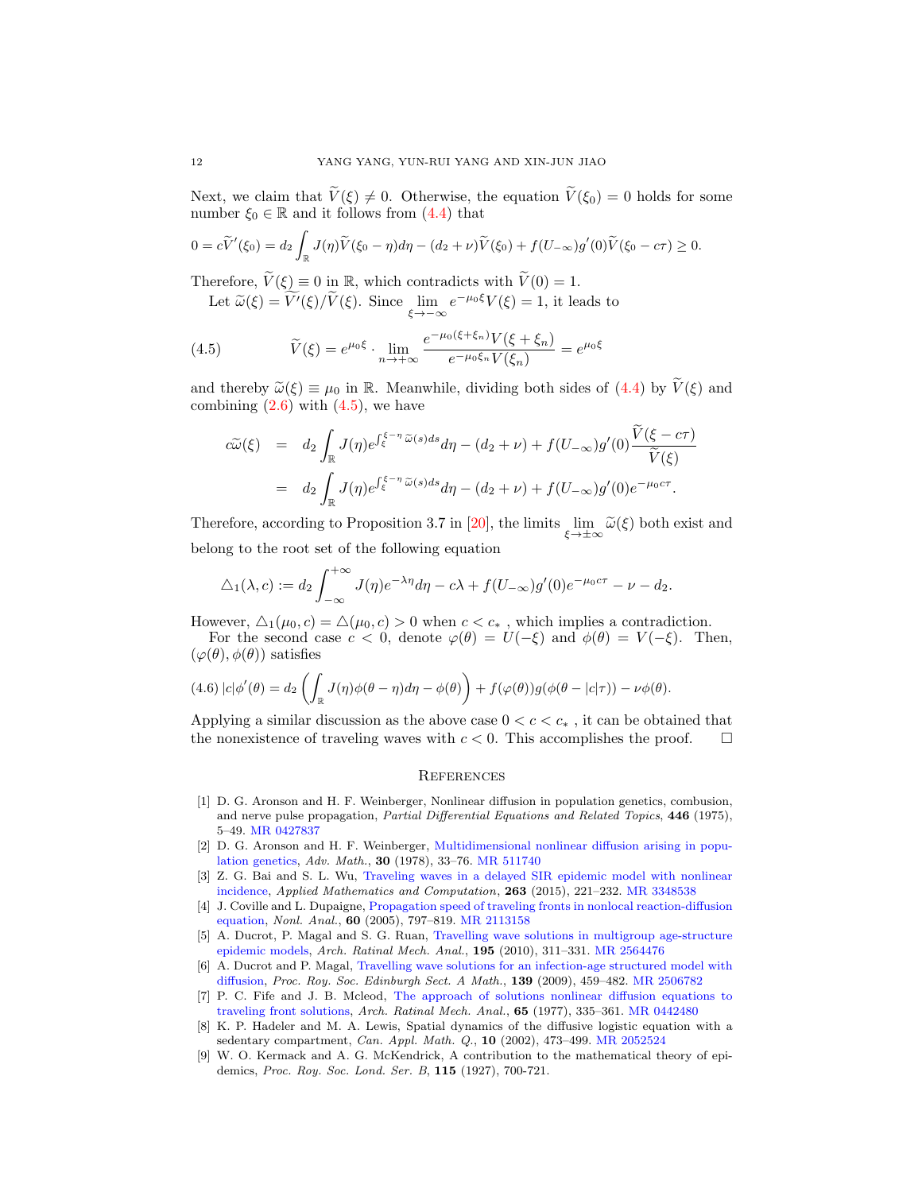Next, we claim that $\widetilde{V}(\xi) \neq 0$. Otherwise, the equation $\widetilde{V}(\xi_0) = 0$ holds for some number $\xi_0 \in \mathbb{R}$ and it follows from (4.4) that

$$0 = c\widetilde{V}'(\xi_0) = d_2 \int_{\mathbb{R}} J(\eta)\widetilde{V}(\xi_0 - \eta)d\eta - (d_2 + \nu)\widetilde{V}(\xi_0) + f(U_{-\infty})g'(0)\widetilde{V}(\xi_0 - c\tau) \geq 0.$$

Therefore, $\widetilde{V}(\xi) \equiv 0$ in $\mathbb{R}$, which contradicts with $\widetilde{V}(0) = 1$.

Let $\widetilde{\omega}(\xi) = \widetilde{V}'(\xi)/\widetilde{V}(\xi)$. Since $\lim\limits_{\xi \to -\infty} e^{-\mu_0 \xi} V(\xi) = 1$, it leads to

$$\widetilde{V}(\xi) = e^{\mu_0 \xi} \cdot \lim_{n \to +\infty} \frac{e^{-\mu_0(\xi + \xi_n)} V(\xi + \xi_n)}{e^{-\mu_0 \xi_n} V(\xi_n)} = e^{\mu_0 \xi} \tag{4.5}$$

and thereby $\widetilde{\omega}(\xi) \equiv \mu_0$ in $\mathbb{R}$. Meanwhile, dividing both sides of (4.4) by $\widetilde{V}(\xi)$ and combining (2.6) with (4.5), we have

$$\begin{aligned}
c\widetilde{\omega}(\xi) &= d_2 \int_{\mathbb{R}} J(\eta) e^{\int_{\xi}^{\xi-\eta} \widetilde{\omega}(s)ds} d\eta - (d_2 + \nu) + f(U_{-\infty})g'(0)\frac{\widetilde{V}(\xi - c\tau)}{\widetilde{V}(\xi)} \\
&= d_2 \int_{\mathbb{R}} J(\eta) e^{\int_{\xi}^{\xi-\eta} \widetilde{\omega}(s)ds} d\eta - (d_2 + \nu) + f(U_{-\infty})g'(0)e^{-\mu_0 c\tau}.
\end{aligned}$$

Therefore, according to Proposition 3.7 in [20], the limits $\lim\limits_{\xi \to \pm\infty} \widetilde{\omega}(\xi)$ both exist and belong to the root set of the following equation

$$\triangle_1(\lambda, c) := d_2 \int_{-\infty}^{+\infty} J(\eta) e^{-\lambda \eta} d\eta - c\lambda + f(U_{-\infty})g'(0)e^{-\mu_0 c\tau} - \nu - d_2.$$

However, $\triangle_1(\mu_0, c) = \triangle(\mu_0, c) > 0$ when $c < c_*$ , which implies a contradiction.

For the second case $c < 0$, denote $\varphi(\theta) = U(-\xi)$ and $\phi(\theta) = V(-\xi)$. Then, $(\varphi(\theta), \phi(\theta))$ satisfies

$$|c|\phi'(\theta) = d_2 \left( \int_{\mathbb{R}} J(\eta)\phi(\theta - \eta)d\eta - \phi(\theta) \right) + f(\varphi(\theta))g(\phi(\theta - |c|\tau)) - \nu\phi(\theta). \tag{4.6}$$

Applying a similar discussion as the above case $0 < c < c_*$ , it can be obtained that the nonexistence of traveling waves with $c < 0$. This accomplishes the proof. $\square$

## References

[1] D. G. Aronson and H. F. Weinberger, Nonlinear diffusion in population genetics, combusion, and nerve pulse propagation, *Partial Differential Equations and Related Topics*, **446** (1975), 5–49. MR 0427837

[2] D. G. Aronson and H. F. Weinberger, Multidimensional nonlinear diffusion arising in population genetics, *Adv. Math.*, **30** (1978), 33–76. MR 511740

[3] Z. G. Bai and S. L. Wu, Traveling waves in a delayed SIR epidemic model with nonlinear incidence, *Applied Mathematics and Computation*, **263** (2015), 221–232. MR 3348538

[4] J. Coville and L. Dupaigne, Propagation speed of traveling fronts in nonlocal reaction-diffusion equation, *Nonl. Anal.*, **60** (2005), 797–819. MR 2113158

[5] A. Ducrot, P. Magal and S. G. Ruan, Travelling wave solutions in multigroup age-structure epidemic models, *Arch. Ratinal Mech. Anal.*, **195** (2010), 311–331. MR 2564476

[6] A. Ducrot and P. Magal, Travelling wave solutions for an infection-age structured model with diffusion, *Proc. Roy. Soc. Edinburgh Sect. A Math.*, **139** (2009), 459–482. MR 2506782

[7] P. C. Fife and J. B. Mcleod, The approach of solutions nonlinear diffusion equations to traveling front solutions, *Arch. Ratinal Mech. Anal.*, **65** (1977), 335–361. MR 0442480

[8] K. P. Hadeler and M. A. Lewis, Spatial dynamics of the diffusive logistic equation with a sedentary compartment, *Can. Appl. Math. Q.*, **10** (2002), 473–499. MR 2052524

[9] W. O. Kermack and A. G. McKendrick, A contribution to the mathematical theory of epidemics, *Proc. Roy. Soc. Lond. Ser. B*, **115** (1927), 700-721.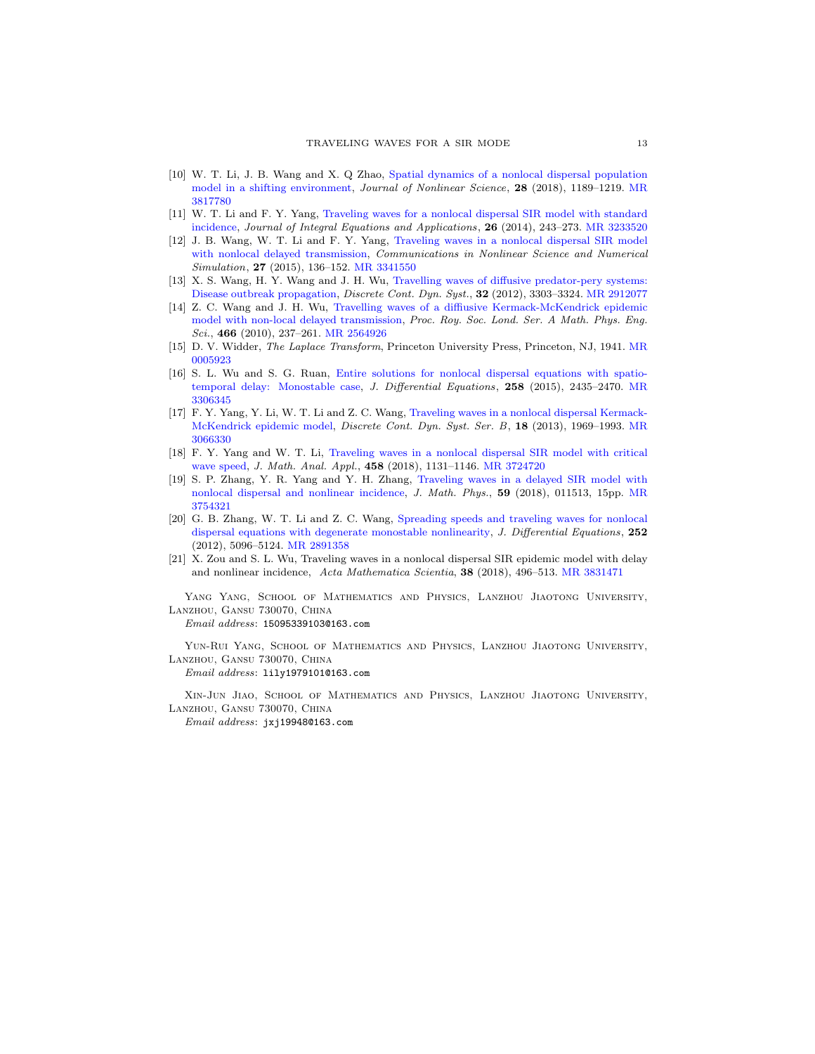[10] W. T. Li, J. B. Wang and X. Q Zhao, Spatial dynamics of a nonlocal dispersal population model in a shifting environment, *Journal of Nonlinear Science*, **28** (2018), 1189–1219. MR 3817780

[11] W. T. Li and F. Y. Yang, Traveling waves for a nonlocal dispersal SIR model with standard incidence, *Journal of Integral Equations and Applications*, **26** (2014), 243–273. MR 3233520

[12] J. B. Wang, W. T. Li and F. Y. Yang, Traveling waves in a nonlocal dispersal SIR model with nonlocal delayed transmission, *Communications in Nonlinear Science and Numerical Simulation*, **27** (2015), 136–152. MR 3341550

[13] X. S. Wang, H. Y. Wang and J. H. Wu, Travelling waves of diffusive predator-pery systems: Disease outbreak propagation, *Discrete Cont. Dyn. Syst.*, **32** (2012), 3303–3324. MR 2912077

[14] Z. C. Wang and J. H. Wu, Travelling waves of a diffiusive Kermack-McKendrick epidemic model with non-local delayed transmission, *Proc. Roy. Soc. Lond. Ser. A Math. Phys. Eng. Sci.*, **466** (2010), 237–261. MR 2564926

[15] D. V. Widder, *The Laplace Transform*, Princeton University Press, Princeton, NJ, 1941. MR 0005923

[16] S. L. Wu and S. G. Ruan, Entire solutions for nonlocal dispersal equations with spatio-temporal delay: Monostable case, *J. Differential Equations*, **258** (2015), 2435–2470. MR 3306345

[17] F. Y. Yang, Y. Li, W. T. Li and Z. C. Wang, Traveling waves in a nonlocal dispersal Kermack-McKendrick epidemic model, *Discrete Cont. Dyn. Syst. Ser. B*, **18** (2013), 1969–1993. MR 3066330

[18] F. Y. Yang and W. T. Li, Traveling waves in a nonlocal dispersal SIR model with critical wave speed, *J. Math. Anal. Appl.*, **458** (2018), 1131–1146. MR 3724720

[19] S. P. Zhang, Y. R. Yang and Y. H. Zhang, Traveling waves in a delayed SIR model with nonlocal dispersal and nonlinear incidence, *J. Math. Phys.*, **59** (2018), 011513, 15pp. MR 3754321

[20] G. B. Zhang, W. T. Li and Z. C. Wang, Spreading speeds and traveling waves for nonlocal dispersal equations with degenerate monostable nonlinearity, *J. Differential Equations*, **252** (2012), 5096–5124. MR 2891358

[21] X. Zou and S. L. Wu, Traveling waves in a nonlocal dispersal SIR epidemic model with delay and nonlinear incidence, *Acta Mathematica Scientia*, **38** (2018), 496–513. MR 3831471

Yang Yang, School of Mathematics and Physics, Lanzhou Jiaotong University, Lanzhou, Gansu 730070, China
*Email address*: 15095339103@163.com

Yun-Rui Yang, School of Mathematics and Physics, Lanzhou Jiaotong University, Lanzhou, Gansu 730070, China
*Email address*: lily1979101@163.com

Xin-Jun Jiao, School of Mathematics and Physics, Lanzhou Jiaotong University, Lanzhou, Gansu 730070, China
*Email address*: jxj19948@163.com